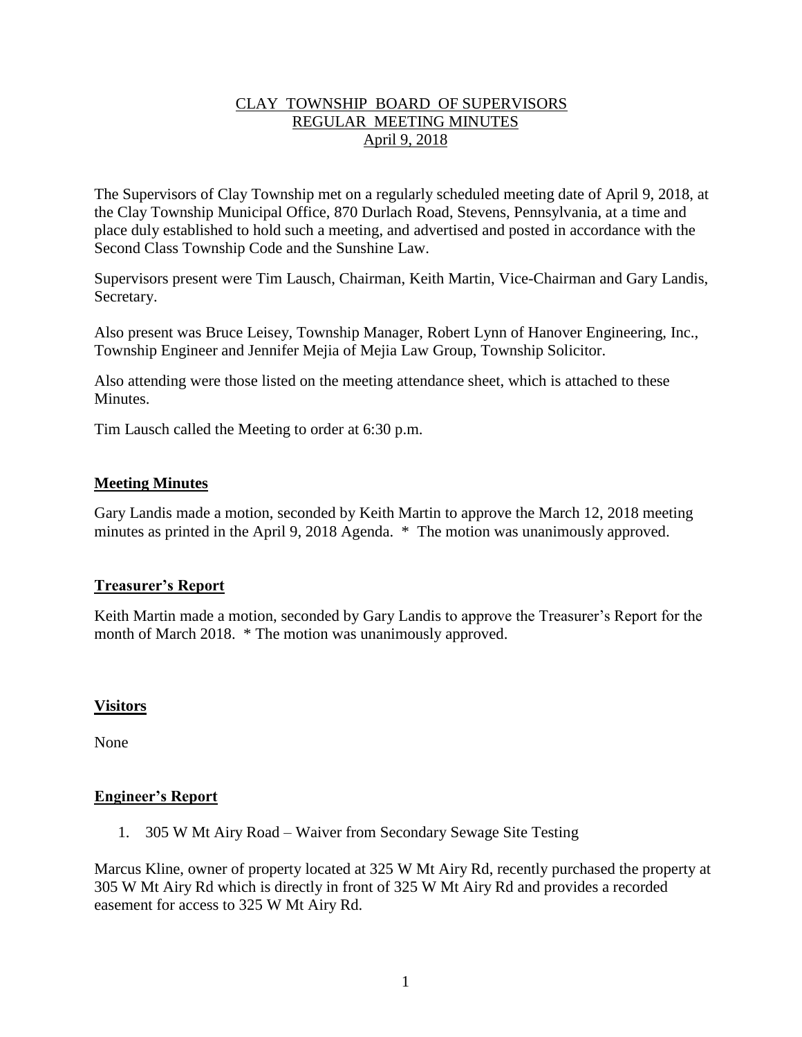CLAY TOWNSHIP BOARD OF SUPERVISORS
REGULAR MEETING MINUTES
April 9, 2018

The Supervisors of Clay Township met on a regularly scheduled meeting date of April 9, 2018, at the Clay Township Municipal Office, 870 Durlach Road, Stevens, Pennsylvania, at a time and place duly established to hold such a meeting, and advertised and posted in accordance with the Second Class Township Code and the Sunshine Law.

Supervisors present were Tim Lausch, Chairman, Keith Martin, Vice-Chairman and Gary Landis, Secretary.

Also present was Bruce Leisey, Township Manager, Robert Lynn of Hanover Engineering, Inc., Township Engineer and Jennifer Mejia of Mejia Law Group, Township Solicitor.

Also attending were those listed on the meeting attendance sheet, which is attached to these Minutes.

Tim Lausch called the Meeting to order at 6:30 p.m.

## Meeting Minutes

Gary Landis made a motion, seconded by Keith Martin to approve the March 12, 2018 meeting minutes as printed in the April 9, 2018 Agenda. * The motion was unanimously approved.

## Treasurer's Report

Keith Martin made a motion, seconded by Gary Landis to approve the Treasurer's Report for the month of March 2018. * The motion was unanimously approved.

## Visitors

None

## Engineer's Report

1. 305 W Mt Airy Road – Waiver from Secondary Sewage Site Testing

Marcus Kline, owner of property located at 325 W Mt Airy Rd, recently purchased the property at 305 W Mt Airy Rd which is directly in front of 325 W Mt Airy Rd and provides a recorded easement for access to 325 W Mt Airy Rd.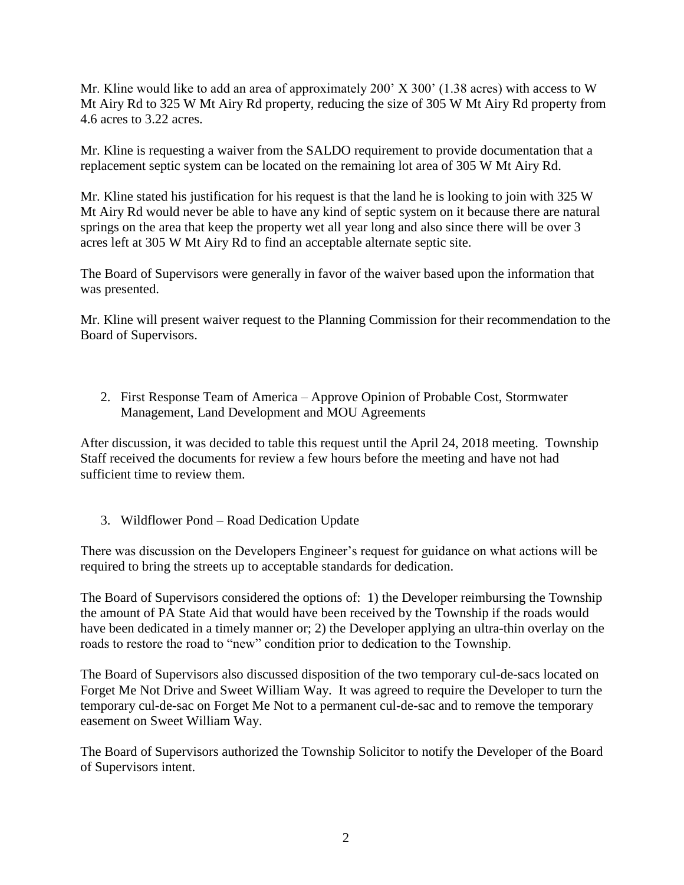Mr. Kline would like to add an area of approximately 200' X 300' (1.38 acres) with access to W Mt Airy Rd to 325 W Mt Airy Rd property, reducing the size of 305 W Mt Airy Rd property from 4.6 acres to 3.22 acres.

Mr. Kline is requesting a waiver from the SALDO requirement to provide documentation that a replacement septic system can be located on the remaining lot area of 305 W Mt Airy Rd.

Mr. Kline stated his justification for his request is that the land he is looking to join with 325 W Mt Airy Rd would never be able to have any kind of septic system on it because there are natural springs on the area that keep the property wet all year long and also since there will be over 3 acres left at 305 W Mt Airy Rd to find an acceptable alternate septic site.

The Board of Supervisors were generally in favor of the waiver based upon the information that was presented.

Mr. Kline will present waiver request to the Planning Commission for their recommendation to the Board of Supervisors.

2. First Response Team of America – Approve Opinion of Probable Cost, Stormwater Management, Land Development and MOU Agreements

After discussion, it was decided to table this request until the April 24, 2018 meeting. Township Staff received the documents for review a few hours before the meeting and have not had sufficient time to review them.

3. Wildflower Pond – Road Dedication Update

There was discussion on the Developers Engineer's request for guidance on what actions will be required to bring the streets up to acceptable standards for dedication.

The Board of Supervisors considered the options of: 1) the Developer reimbursing the Township the amount of PA State Aid that would have been received by the Township if the roads would have been dedicated in a timely manner or; 2) the Developer applying an ultra-thin overlay on the roads to restore the road to "new" condition prior to dedication to the Township.

The Board of Supervisors also discussed disposition of the two temporary cul-de-sacs located on Forget Me Not Drive and Sweet William Way. It was agreed to require the Developer to turn the temporary cul-de-sac on Forget Me Not to a permanent cul-de-sac and to remove the temporary easement on Sweet William Way.

The Board of Supervisors authorized the Township Solicitor to notify the Developer of the Board of Supervisors intent.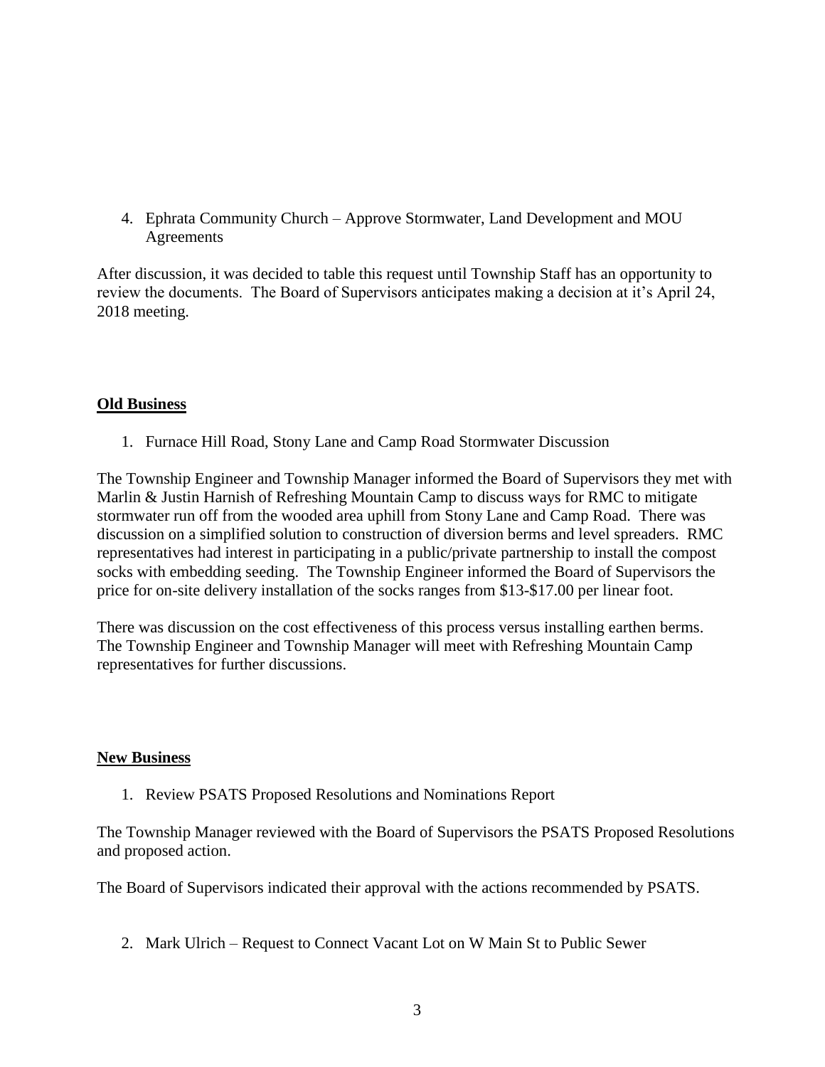4. Ephrata Community Church – Approve Stormwater, Land Development and MOU Agreements

After discussion, it was decided to table this request until Township Staff has an opportunity to review the documents. The Board of Supervisors anticipates making a decision at it's April 24, 2018 meeting.

**Old Business**

1. Furnace Hill Road, Stony Lane and Camp Road Stormwater Discussion

The Township Engineer and Township Manager informed the Board of Supervisors they met with Marlin & Justin Harnish of Refreshing Mountain Camp to discuss ways for RMC to mitigate stormwater run off from the wooded area uphill from Stony Lane and Camp Road. There was discussion on a simplified solution to construction of diversion berms and level spreaders. RMC representatives had interest in participating in a public/private partnership to install the compost socks with embedding seeding. The Township Engineer informed the Board of Supervisors the price for on-site delivery installation of the socks ranges from $13-$17.00 per linear foot.

There was discussion on the cost effectiveness of this process versus installing earthen berms. The Township Engineer and Township Manager will meet with Refreshing Mountain Camp representatives for further discussions.

**New Business**

1. Review PSATS Proposed Resolutions and Nominations Report

The Township Manager reviewed with the Board of Supervisors the PSATS Proposed Resolutions and proposed action.

The Board of Supervisors indicated their approval with the actions recommended by PSATS.

2. Mark Ulrich – Request to Connect Vacant Lot on W Main St to Public Sewer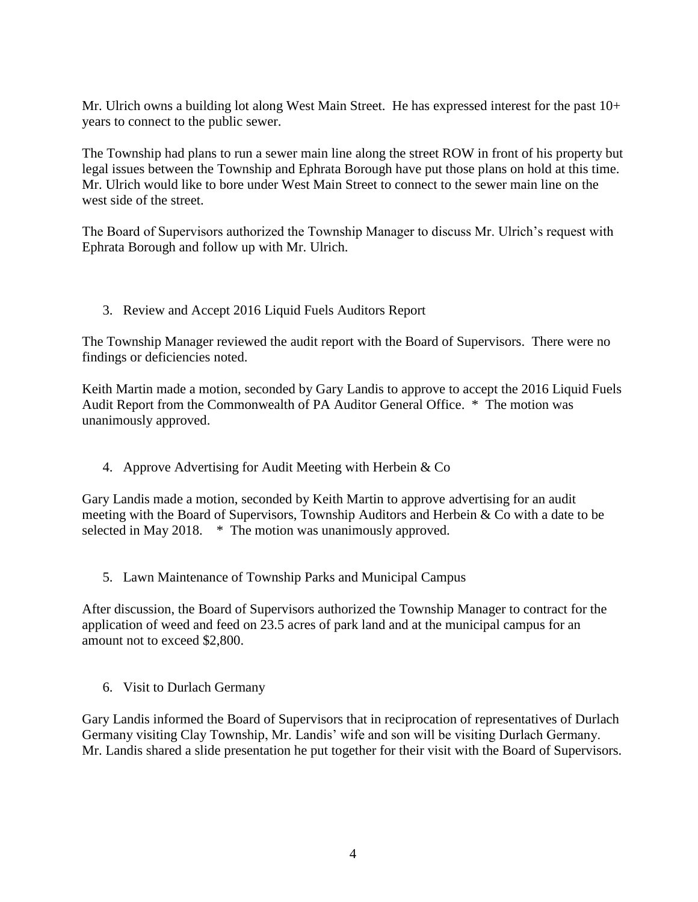Mr. Ulrich owns a building lot along West Main Street. He has expressed interest for the past 10+ years to connect to the public sewer.

The Township had plans to run a sewer main line along the street ROW in front of his property but legal issues between the Township and Ephrata Borough have put those plans on hold at this time. Mr. Ulrich would like to bore under West Main Street to connect to the sewer main line on the west side of the street.

The Board of Supervisors authorized the Township Manager to discuss Mr. Ulrich's request with Ephrata Borough and follow up with Mr. Ulrich.

3. Review and Accept 2016 Liquid Fuels Auditors Report

The Township Manager reviewed the audit report with the Board of Supervisors. There were no findings or deficiencies noted.

Keith Martin made a motion, seconded by Gary Landis to approve to accept the 2016 Liquid Fuels Audit Report from the Commonwealth of PA Auditor General Office. * The motion was unanimously approved.

4. Approve Advertising for Audit Meeting with Herbein & Co

Gary Landis made a motion, seconded by Keith Martin to approve advertising for an audit meeting with the Board of Supervisors, Township Auditors and Herbein & Co with a date to be selected in May 2018. * The motion was unanimously approved.

5. Lawn Maintenance of Township Parks and Municipal Campus

After discussion, the Board of Supervisors authorized the Township Manager to contract for the application of weed and feed on 23.5 acres of park land and at the municipal campus for an amount not to exceed $2,800.

6. Visit to Durlach Germany

Gary Landis informed the Board of Supervisors that in reciprocation of representatives of Durlach Germany visiting Clay Township, Mr. Landis' wife and son will be visiting Durlach Germany. Mr. Landis shared a slide presentation he put together for their visit with the Board of Supervisors.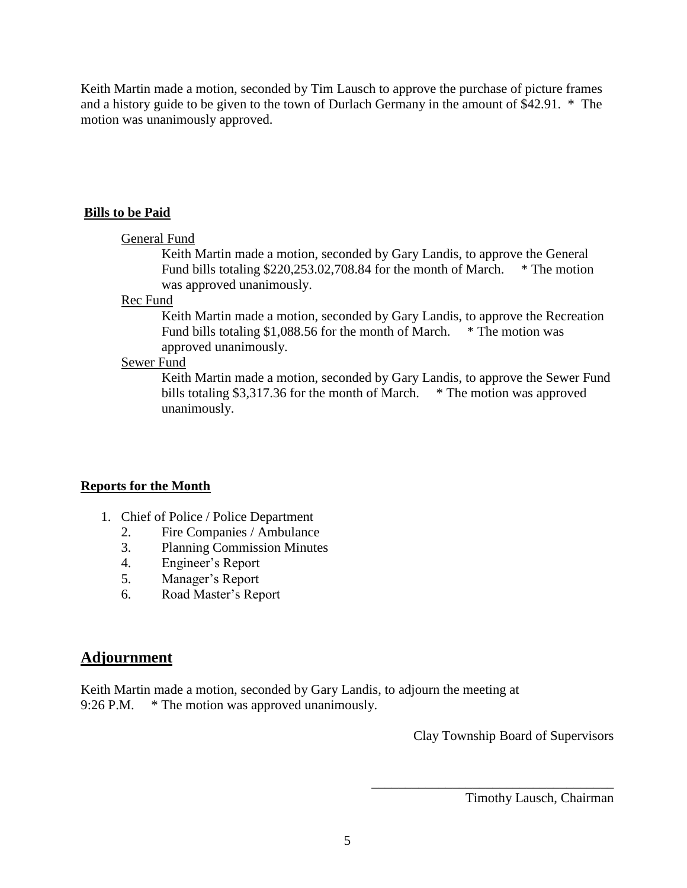Keith Martin made a motion, seconded by Tim Lausch to approve the purchase of picture frames and a history guide to be given to the town of Durlach Germany in the amount of $42.91. * The motion was unanimously approved.

**Bills to be Paid**

General Fund

Keith Martin made a motion, seconded by Gary Landis, to approve the General Fund bills totaling $220,253.02,708.84 for the month of March. * The motion was approved unanimously.

Rec Fund

Keith Martin made a motion, seconded by Gary Landis, to approve the Recreation Fund bills totaling $1,088.56 for the month of March. * The motion was approved unanimously.

Sewer Fund

Keith Martin made a motion, seconded by Gary Landis, to approve the Sewer Fund bills totaling $3,317.36 for the month of March. * The motion was approved unanimously.

**Reports for the Month**

1. Chief of Police / Police Department
2. Fire Companies / Ambulance
3. Planning Commission Minutes
4. Engineer's Report
5. Manager's Report
6. Road Master's Report

## Adjournment

Keith Martin made a motion, seconded by Gary Landis, to adjourn the meeting at 9:26 P.M. * The motion was approved unanimously.

Clay Township Board of Supervisors

\_\_\_\_\_\_\_\_\_\_\_\_\_\_\_\_\_\_\_\_\_\_\_\_\_\_\_\_\_\_\_\_\_\_\_\_\_\_

Timothy Lausch, Chairman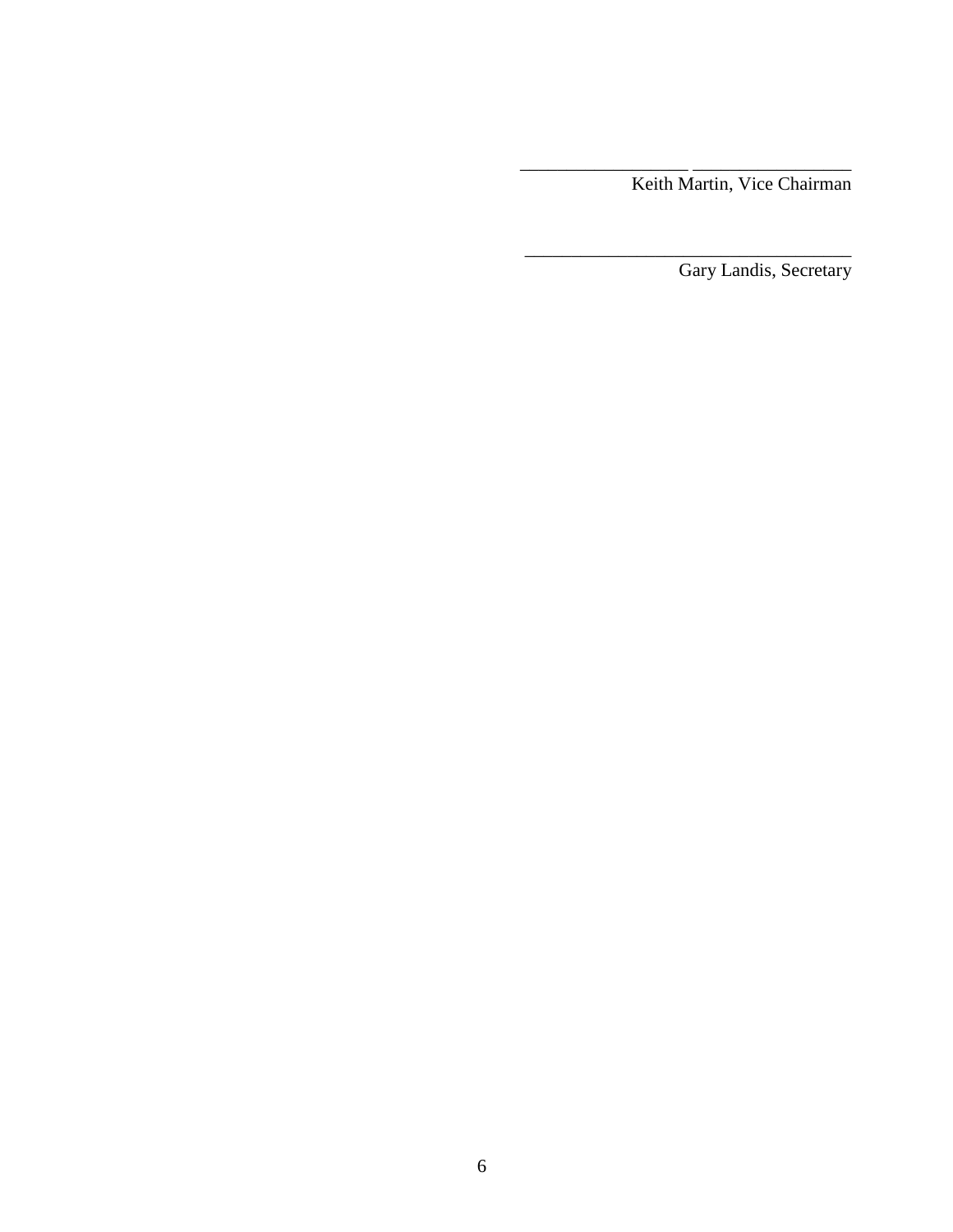\_\_\_\_\_\_\_\_\_\_\_\_\_\_\_\_\_\_ \_\_\_\_\_\_\_\_\_\_\_\_\_\_\_\_\_\_
Keith Martin, Vice Chairman

\_\_\_\_\_\_\_\_\_\_\_\_\_\_\_\_\_\_\_\_\_\_\_\_\_\_\_\_\_\_\_\_\_\_\_\_
Gary Landis, Secretary